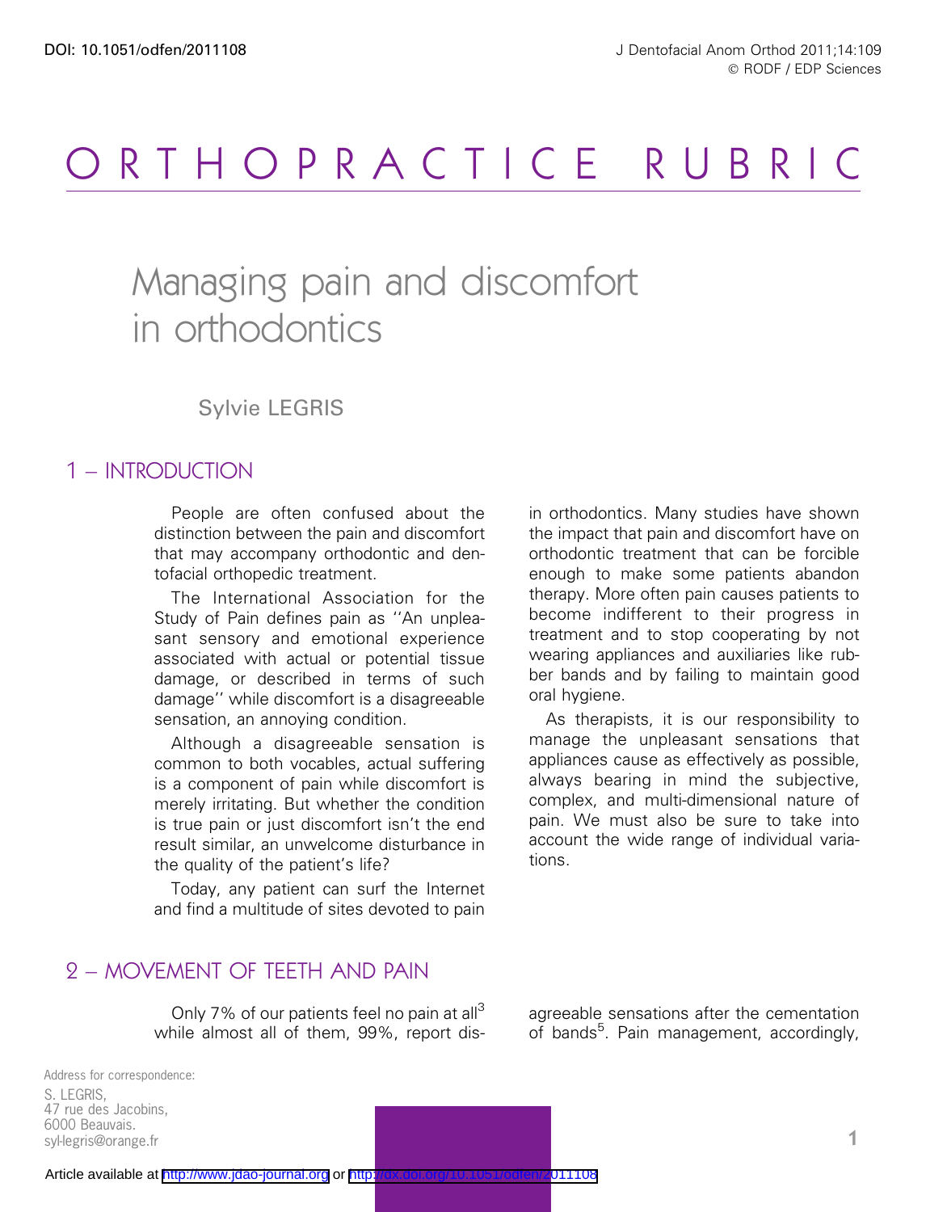# ORTHOPRACTICE RUBRIC

# Managing pain and discomfort in orthodontics

Sylvie LEGRIS

## 1 – INTRODUCTION

People are often confused about the distinction between the pain and discomfort that may accompany orthodontic and dentofacial orthopedic treatment.

The International Association for the Study of Pain defines pain as ''An unpleasant sensory and emotional experience associated with actual or potential tissue damage, or described in terms of such damage'' while discomfort is a disagreeable sensation, an annoying condition.

Although a disagreeable sensation is common to both vocables, actual suffering is a component of pain while discomfort is merely irritating. But whether the condition is true pain or just discomfort isn't the end result similar, an unwelcome disturbance in the quality of the patient's life?

Today, any patient can surf the Internet and find a multitude of sites devoted to pain in orthodontics. Many studies have shown the impact that pain and discomfort have on orthodontic treatment that can be forcible enough to make some patients abandon therapy. More often pain causes patients to become indifferent to their progress in treatment and to stop cooperating by not wearing appliances and auxiliaries like rubber bands and by failing to maintain good oral hygiene.

As therapists, it is our responsibility to manage the unpleasant sensations that appliances cause as effectively as possible, always bearing in mind the subjective, complex, and multi-dimensional nature of pain. We must also be sure to take into account the wide range of individual variations.

## 2 – MOVEMENT OF TEETH AND PAIN

Only 7% of our patients feel no pain at all[3] while almost all of them, 99%, report disagreeable sensations after the cementation of bands[5]. Pain management, accordingly,

Address for correspondence:
S. LEGRIS,
47 rue des Jacobins,
6000 Beauvais.
syl-legris@orange.fr

Article available at http://www.jdao-journal.org or http://dx.doi.org/10.1051/odfen/2011108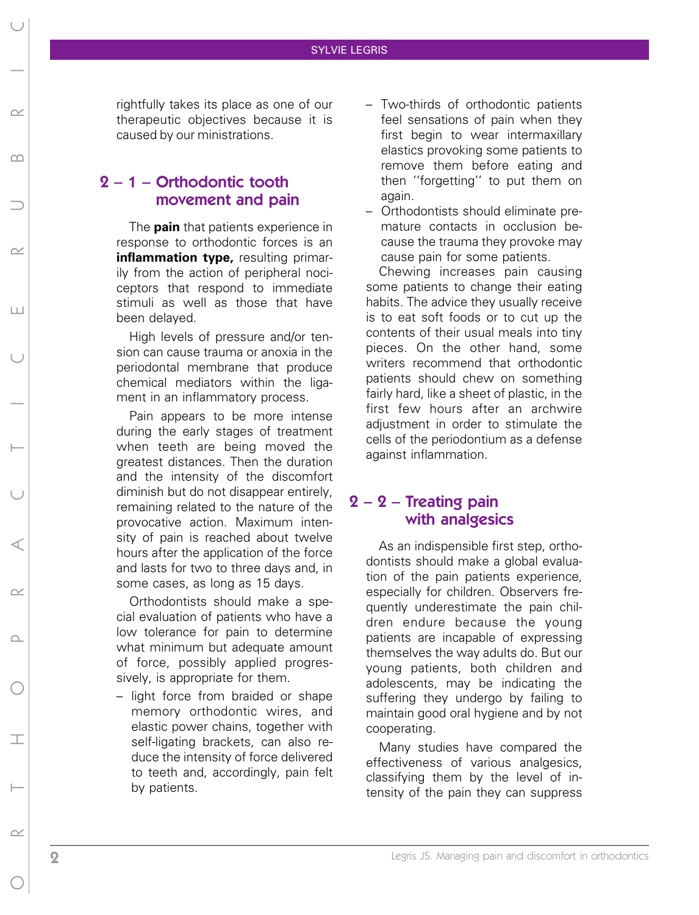rightfully takes its place as one of our therapeutic objectives because it is caused by our ministrations.

## 2 – 1 – Orthodontic tooth movement and pain

The **pain** that patients experience in response to orthodontic forces is an **inflammation type,** resulting primarily from the action of peripheral nociceptors that respond to immediate stimuli as well as those that have been delayed.

High levels of pressure and/or tension can cause trauma or anoxia in the periodontal membrane that produce chemical mediators within the ligament in an inflammatory process.

Pain appears to be more intense during the early stages of treatment when teeth are being moved the greatest distances. Then the duration and the intensity of the discomfort diminish but do not disappear entirely, remaining related to the nature of the provocative action. Maximum intensity of pain is reached about twelve hours after the application of the force and lasts for two to three days and, in some cases, as long as 15 days.

Orthodontists should make a special evaluation of patients who have a low tolerance for pain to determine what minimum but adequate amount of force, possibly applied progressively, is appropriate for them.

- light force from braided or shape memory orthodontic wires, and elastic power chains, together with self-ligating brackets, can also reduce the intensity of force delivered to teeth and, accordingly, pain felt by patients.
- Two-thirds of orthodontic patients feel sensations of pain when they first begin to wear intermaxillary elastics provoking some patients to remove them before eating and then ''forgetting'' to put them on again.
- Orthodontists should eliminate premature contacts in occlusion because the trauma they provoke may cause pain for some patients.

Chewing increases pain causing some patients to change their eating habits. The advice they usually receive is to eat soft foods or to cut up the contents of their usual meals into tiny pieces. On the other hand, some writers recommend that orthodontic patients should chew on something fairly hard, like a sheet of plastic, in the first few hours after an archwire adjustment in order to stimulate the cells of the periodontium as a defense against inflammation.

## 2 – 2 – Treating pain with analgesics

As an indispensible first step, orthodontists should make a global evaluation of the pain patients experience, especially for children. Observers frequently underestimate the pain children endure because the young patients are incapable of expressing themselves the way adults do. But our young patients, both children and adolescents, may be indicating the suffering they undergo by failing to maintain good oral hygiene and by not cooperating.

Many studies have compared the effectiveness of various analgesics, classifying them by the level of intensity of the pain they can suppress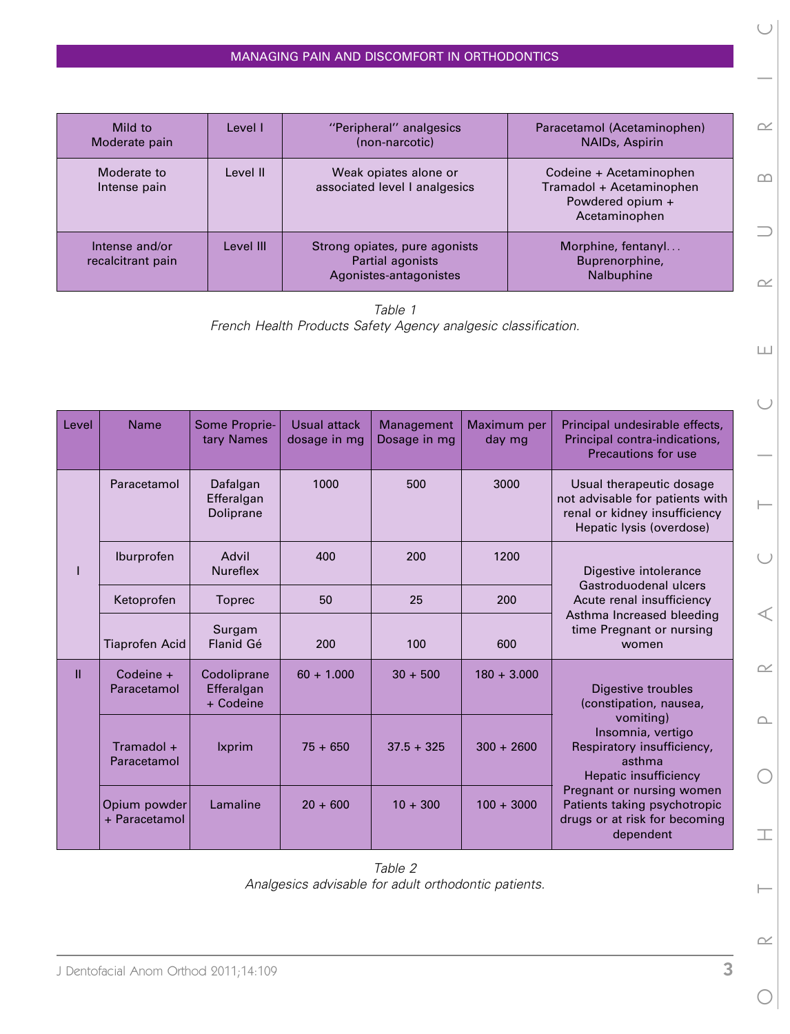| Mild to Moderate pain | Level I | "Peripheral" analgesics (non-narcotic) | Paracetamol (Acetaminophen) NAIDs, Aspirin |
|---|---|---|---|
| Moderate to Intense pain | Level II | Weak opiates alone or associated level I analgesics | Codeine + Acetaminophen Tramadol + Acetaminophen Powdered opium + Acetaminophen |
| Intense and/or recalcitrant pain | Level III | Strong opiates, pure agonists Partial agonists Agonistes-antagonistes | Morphine, fentanyl… Buprenorphine, Nalbuphine |

*Table 1*
*French Health Products Safety Agency analgesic classification.*

| Level | Name | Some Proprietary Names | Usual attack dosage in mg | Management Dosage in mg | Maximum per day mg | Principal undesirable effects, Principal contra-indications, Precautions for use |
|---|---|---|---|---|---|---|
| I | Paracetamol | Dafalgan Efferalgan Doliprane | 1000 | 500 | 3000 | Usual therapeutic dosage not advisable for patients with renal or kidney insufficiency Hepatic lysis (overdose) |
| | Iburprofen | Advil Nureflex | 400 | 200 | 1200 | Digestive intolerance Gastroduodenal ulcers Acute renal insufficiency Asthma Increased bleeding time Pregnant or nursing women |
| | Ketoprofen | Toprec | 50 | 25 | 200 | |
| | Tiaprofen Acid | Surgam Flanid Gé | 200 | 100 | 600 | |
| II | Codeine + Paracetamol | Codoliprane Efferalgan + Codeine | 60 + 1.000 | 30 + 500 | 180 + 3.000 | Digestive troubles (constipation, nausea, vomiting) Insomnia, vertigo Respiratory insufficiency, asthma Hepatic insufficiency Pregnant or nursing women Patients taking psychotropic drugs or at risk for becoming dependent |
| | Tramadol + Paracetamol | Ixprim | 75 + 650 | 37.5 + 325 | 300 + 2600 | |
| | Opium powder + Paracetamol | Lamaline | 20 + 600 | 10 + 300 | 100 + 3000 | |

*Table 2*
*Analgesics advisable for adult orthodontic patients.*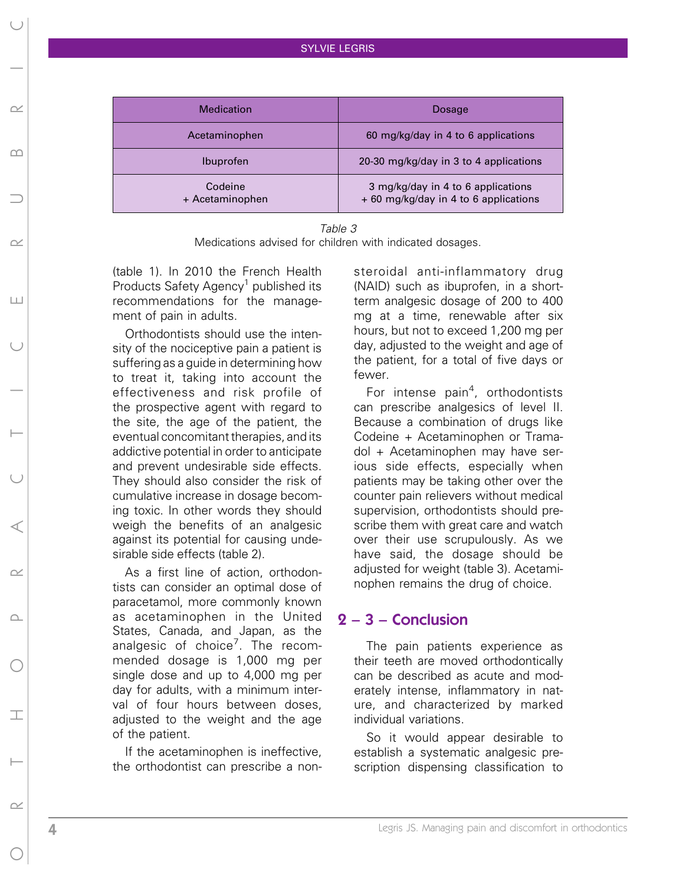| Medication | Dosage |
| --- | --- |
| Acetaminophen | 60 mg/kg/day in 4 to 6 applications |
| Ibuprofen | 20-30 mg/kg/day in 3 to 4 applications |
| Codeine<br>+ Acetaminophen | 3 mg/kg/day in 4 to 6 applications<br>+ 60 mg/kg/day in 4 to 6 applications |

*Table 3*

Medications advised for children with indicated dosages.

(table 1). In 2010 the French Health Products Safety Agency[1] published its recommendations for the management of pain in adults.

Orthodontists should use the intensity of the nociceptive pain a patient is suffering as a guide in determining how to treat it, taking into account the effectiveness and risk profile of the prospective agent with regard to the site, the age of the patient, the eventual concomitant therapies, and its addictive potential in order to anticipate and prevent undesirable side effects. They should also consider the risk of cumulative increase in dosage becoming toxic. In other words they should weigh the benefits of an analgesic against its potential for causing undesirable side effects (table 2).

As a first line of action, orthodontists can consider an optimal dose of paracetamol, more commonly known as acetaminophen in the United States, Canada, and Japan, as the analgesic of choice[7]. The recommended dosage is 1,000 mg per single dose and up to 4,000 mg per day for adults, with a minimum interval of four hours between doses, adjusted to the weight and the age of the patient.

If the acetaminophen is ineffective, the orthodontist can prescribe a non-steroidal anti-inflammatory drug (NAID) such as ibuprofen, in a short-term analgesic dosage of 200 to 400 mg at a time, renewable after six hours, but not to exceed 1,200 mg per day, adjusted to the weight and age of the patient, for a total of five days or fewer.

For intense pain[4], orthodontists can prescribe analgesics of level II. Because a combination of drugs like Codeine + Acetaminophen or Tramadol + Acetaminophen may have serious side effects, especially when patients may be taking other over the counter pain relievers without medical supervision, orthodontists should prescribe them with great care and watch over their use scrupulously. As we have said, the dosage should be adjusted for weight (table 3). Acetaminophen remains the drug of choice.

## 2 – 3 – Conclusion

The pain patients experience as their teeth are moved orthodontically can be described as acute and moderately intense, inflammatory in nature, and characterized by marked individual variations.

So it would appear desirable to establish a systematic analgesic prescription dispensing classification to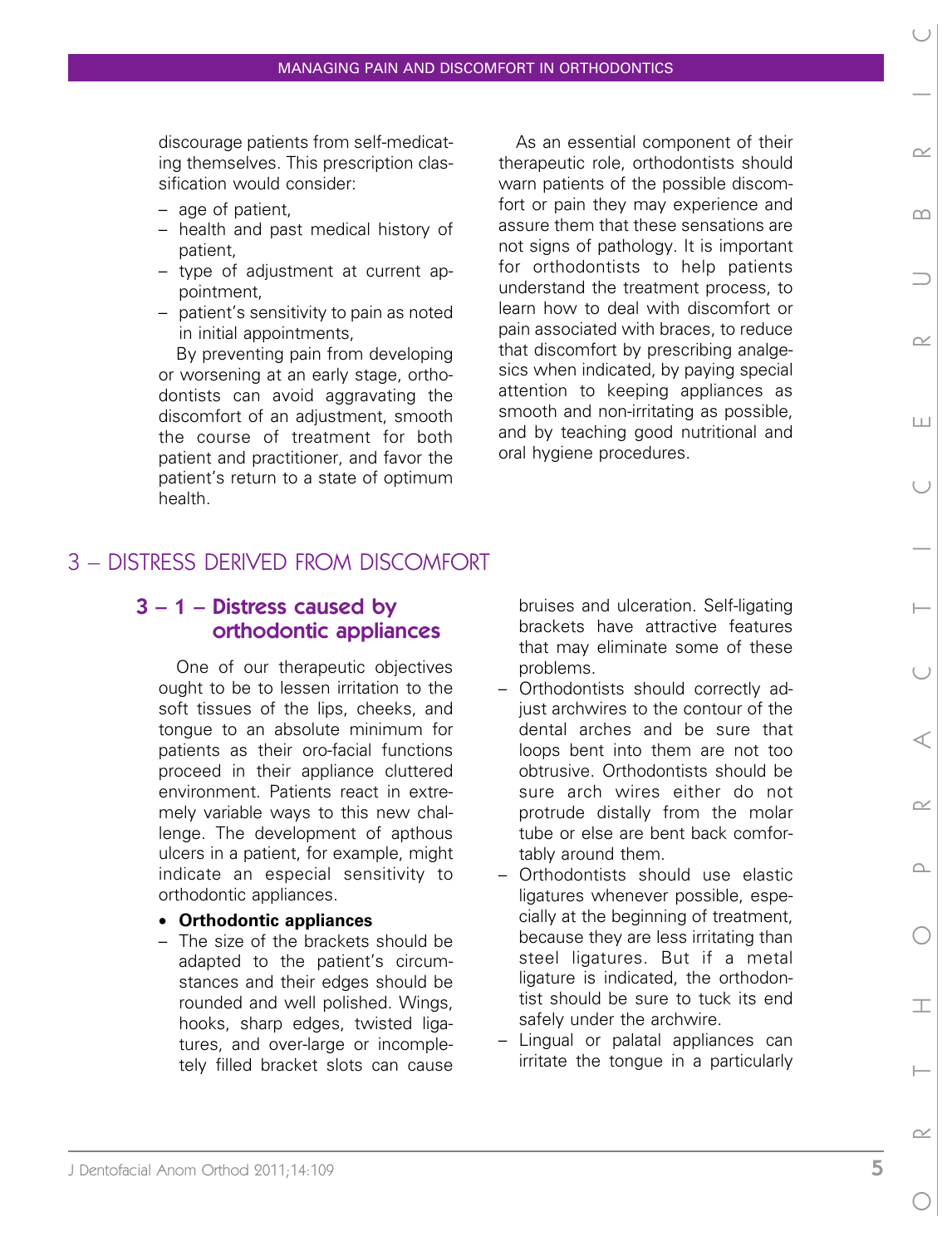discourage patients from self-medicating themselves. This prescription classification would consider:

- age of patient,
- health and past medical history of patient,
- type of adjustment at current appointment,
- patient's sensitivity to pain as noted in initial appointments,

By preventing pain from developing or worsening at an early stage, orthodontists can avoid aggravating the discomfort of an adjustment, smooth the course of treatment for both patient and practitioner, and favor the patient's return to a state of optimum health.

As an essential component of their therapeutic role, orthodontists should warn patients of the possible discomfort or pain they may experience and assure them that these sensations are not signs of pathology. It is important for orthodontists to help patients understand the treatment process, to learn how to deal with discomfort or pain associated with braces, to reduce that discomfort by prescribing analgesics when indicated, by paying special attention to keeping appliances as smooth and non-irritating as possible, and by teaching good nutritional and oral hygiene procedures.

## 3 – DISTRESS DERIVED FROM DISCOMFORT

### 3 – 1 – Distress caused by orthodontic appliances

One of our therapeutic objectives ought to be to lessen irritation to the soft tissues of the lips, cheeks, and tongue to an absolute minimum for patients as their oro-facial functions proceed in their appliance cluttered environment. Patients react in extremely variable ways to this new challenge. The development of apthous ulcers in a patient, for example, might indicate an especial sensitivity to orthodontic appliances.

- **Orthodontic appliances**

- The size of the brackets should be adapted to the patient's circumstances and their edges should be rounded and well polished. Wings, hooks, sharp edges, twisted ligatures, and over-large or incompletely filled bracket slots can cause bruises and ulceration. Self-ligating brackets have attractive features that may eliminate some of these problems.
- Orthodontists should correctly adjust archwires to the contour of the dental arches and be sure that loops bent into them are not too obtrusive. Orthodontists should be sure arch wires either do not protrude distally from the molar tube or else are bent back comfortably around them.
- Orthodontists should use elastic ligatures whenever possible, especially at the beginning of treatment, because they are less irritating than steel ligatures. But if a metal ligature is indicated, the orthodontist should be sure to tuck its end safely under the archwire.
- Lingual or palatal appliances can irritate the tongue in a particularly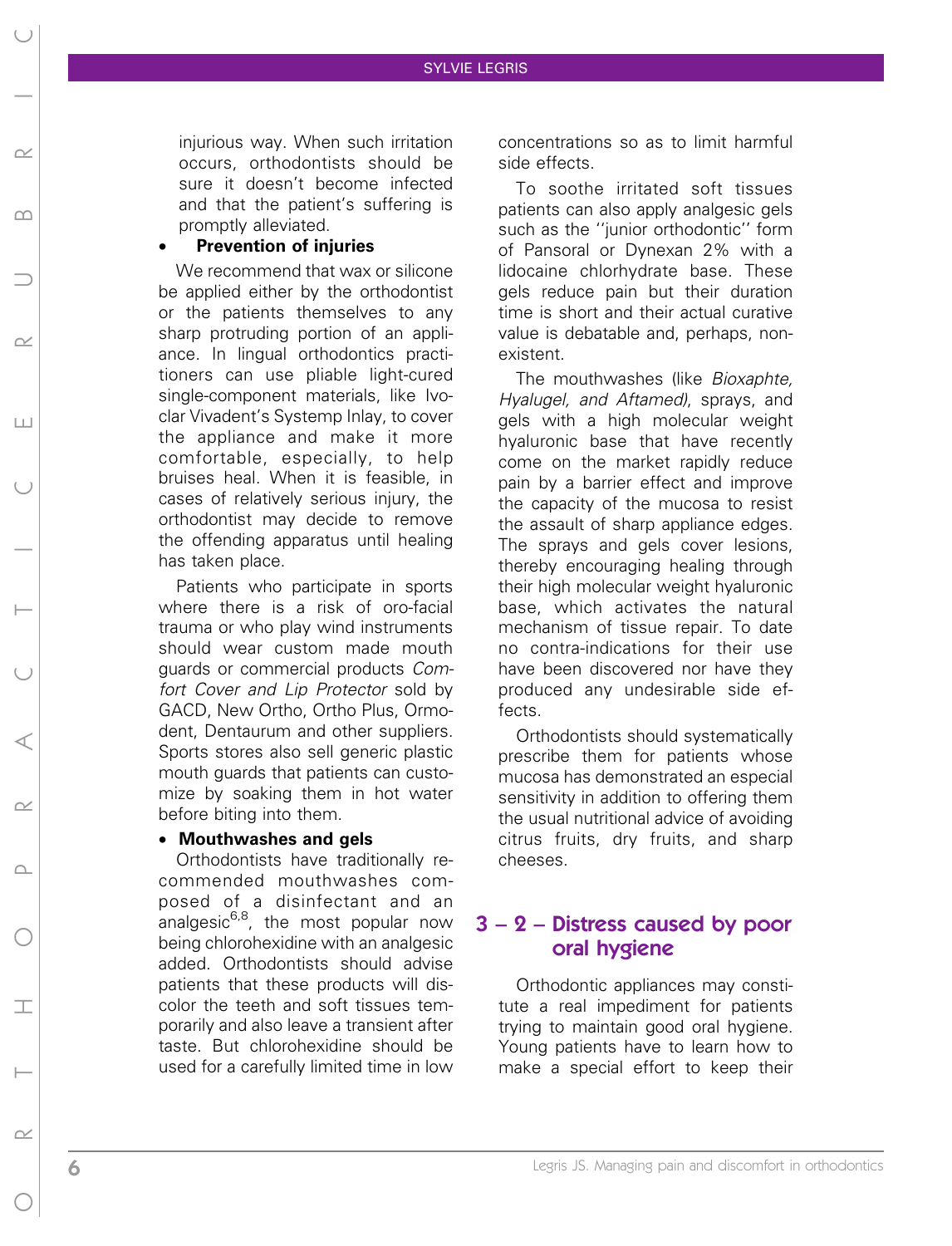injurious way. When such irritation occurs, orthodontists should be sure it doesn't become infected and that the patient's suffering is promptly alleviated.

- **Prevention of injuries**

We recommend that wax or silicone be applied either by the orthodontist or the patients themselves to any sharp protruding portion of an appliance. In lingual orthodontics practitioners can use pliable light-cured single-component materials, like Ivoclar Vivadent's Systemp Inlay, to cover the appliance and make it more comfortable, especially, to help bruises heal. When it is feasible, in cases of relatively serious injury, the orthodontist may decide to remove the offending apparatus until healing has taken place.

Patients who participate in sports where there is a risk of oro-facial trauma or who play wind instruments should wear custom made mouth guards or commercial products *Comfort Cover and Lip Protector* sold by GACD, New Ortho, Ortho Plus, Ormodent, Dentaurum and other suppliers. Sports stores also sell generic plastic mouth guards that patients can customize by soaking them in hot water before biting into them.

- **Mouthwashes and gels**

Orthodontists have traditionally recommended mouthwashes composed of a disinfectant and an analgesic[6,8], the most popular now being chlorohexidine with an analgesic added. Orthodontists should advise patients that these products will discolor the teeth and soft tissues temporarily and also leave a transient after taste. But chlorohexidine should be used for a carefully limited time in low concentrations so as to limit harmful side effects.

To soothe irritated soft tissues patients can also apply analgesic gels such as the ''junior orthodontic'' form of Pansoral or Dynexan 2% with a lidocaine chlorhydrate base. These gels reduce pain but their duration time is short and their actual curative value is debatable and, perhaps, nonexistent.

The mouthwashes (like *Bioxaphte, Hyalugel, and Aftamed)*, sprays, and gels with a high molecular weight hyaluronic base that have recently come on the market rapidly reduce pain by a barrier effect and improve the capacity of the mucosa to resist the assault of sharp appliance edges. The sprays and gels cover lesions, thereby encouraging healing through their high molecular weight hyaluronic base, which activates the natural mechanism of tissue repair. To date no contra-indications for their use have been discovered nor have they produced any undesirable side effects.

Orthodontists should systematically prescribe them for patients whose mucosa has demonstrated an especial sensitivity in addition to offering them the usual nutritional advice of avoiding citrus fruits, dry fruits, and sharp cheeses.

## 3 – 2 – Distress caused by poor oral hygiene

Orthodontic appliances may constitute a real impediment for patients trying to maintain good oral hygiene. Young patients have to learn how to make a special effort to keep their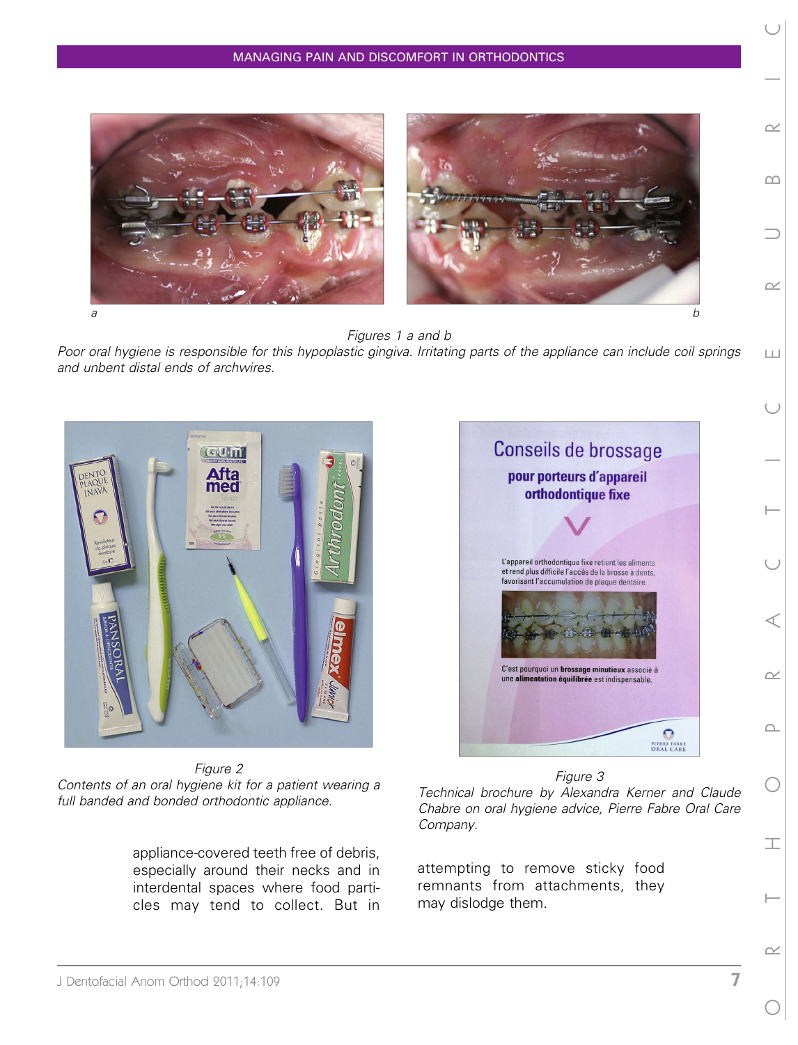Figures 1 a and b

*Poor oral hygiene is responsible for this hypoplastic gingiva. Irritating parts of the appliance can include coil springs and unbent distal ends of archwires.*

Figure 2

*Contents of an oral hygiene kit for a patient wearing a full banded and bonded orthodontic appliance.*

Figure 3

*Technical brochure by Alexandra Kerner and Claude Chabre on oral hygiene advice, Pierre Fabre Oral Care Company.*

appliance-covered teeth free of debris, especially around their necks and in interdental spaces where food particles may tend to collect. But in attempting to remove sticky food remnants from attachments, they may dislodge them.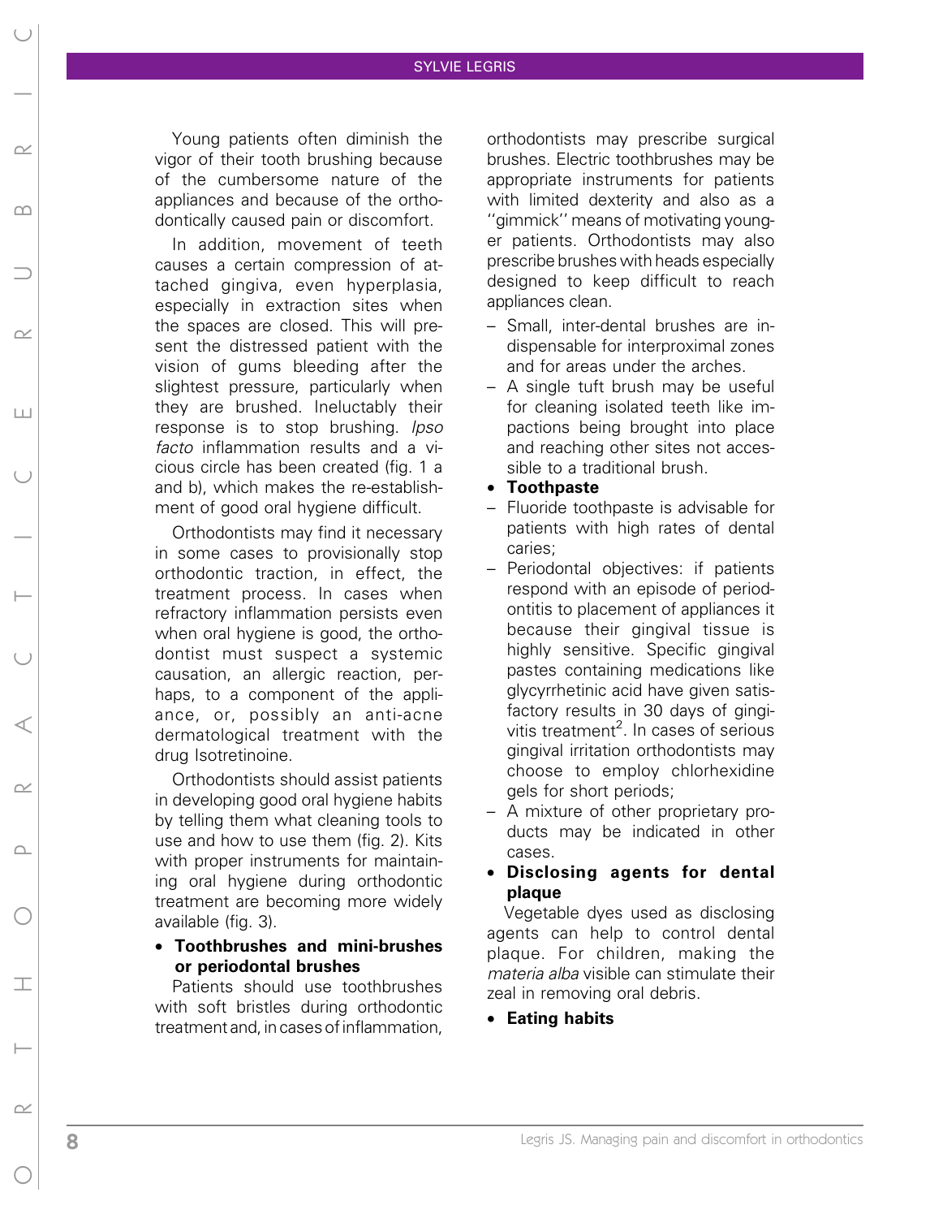Young patients often diminish the vigor of their tooth brushing because of the cumbersome nature of the appliances and because of the orthodontically caused pain or discomfort.

In addition, movement of teeth causes a certain compression of attached gingiva, even hyperplasia, especially in extraction sites when the spaces are closed. This will present the distressed patient with the vision of gums bleeding after the slightest pressure, particularly when they are brushed. Ineluctably their response is to stop brushing. *Ipso facto* inflammation results and a vicious circle has been created (fig. 1 a and b), which makes the re-establishment of good oral hygiene difficult.

Orthodontists may find it necessary in some cases to provisionally stop orthodontic traction, in effect, the treatment process. In cases when refractory inflammation persists even when oral hygiene is good, the orthodontist must suspect a systemic causation, an allergic reaction, perhaps, to a component of the appliance, or, possibly an anti-acne dermatological treatment with the drug Isotretinoine.

Orthodontists should assist patients in developing good oral hygiene habits by telling them what cleaning tools to use and how to use them (fig. 2). Kits with proper instruments for maintaining oral hygiene during orthodontic treatment are becoming more widely available (fig. 3).

- **Toothbrushes and mini-brushes or periodontal brushes**

Patients should use toothbrushes with soft bristles during orthodontic treatment and, in cases of inflammation, orthodontists may prescribe surgical brushes. Electric toothbrushes may be appropriate instruments for patients with limited dexterity and also as a ''gimmick'' means of motivating younger patients. Orthodontists may also prescribe brushes with heads especially designed to keep difficult to reach appliances clean.

- Small, inter-dental brushes are indispensable for interproximal zones and for areas under the arches.
- A single tuft brush may be useful for cleaning isolated teeth like impactions being brought into place and reaching other sites not accessible to a traditional brush.

- **Toothpaste**

- Fluoride toothpaste is advisable for patients with high rates of dental caries;
- Periodontal objectives: if patients respond with an episode of periodontitis to placement of appliances it because their gingival tissue is highly sensitive. Specific gingival pastes containing medications like glycyrrhetinic acid have given satisfactory results in 30 days of gingivitis treatment[2]. In cases of serious gingival irritation orthodontists may choose to employ chlorhexidine gels for short periods;
- A mixture of other proprietary products may be indicated in other cases.

- **Disclosing agents for dental plaque**

Vegetable dyes used as disclosing agents can help to control dental plaque. For children, making the *materia alba* visible can stimulate their zeal in removing oral debris.

- **Eating habits**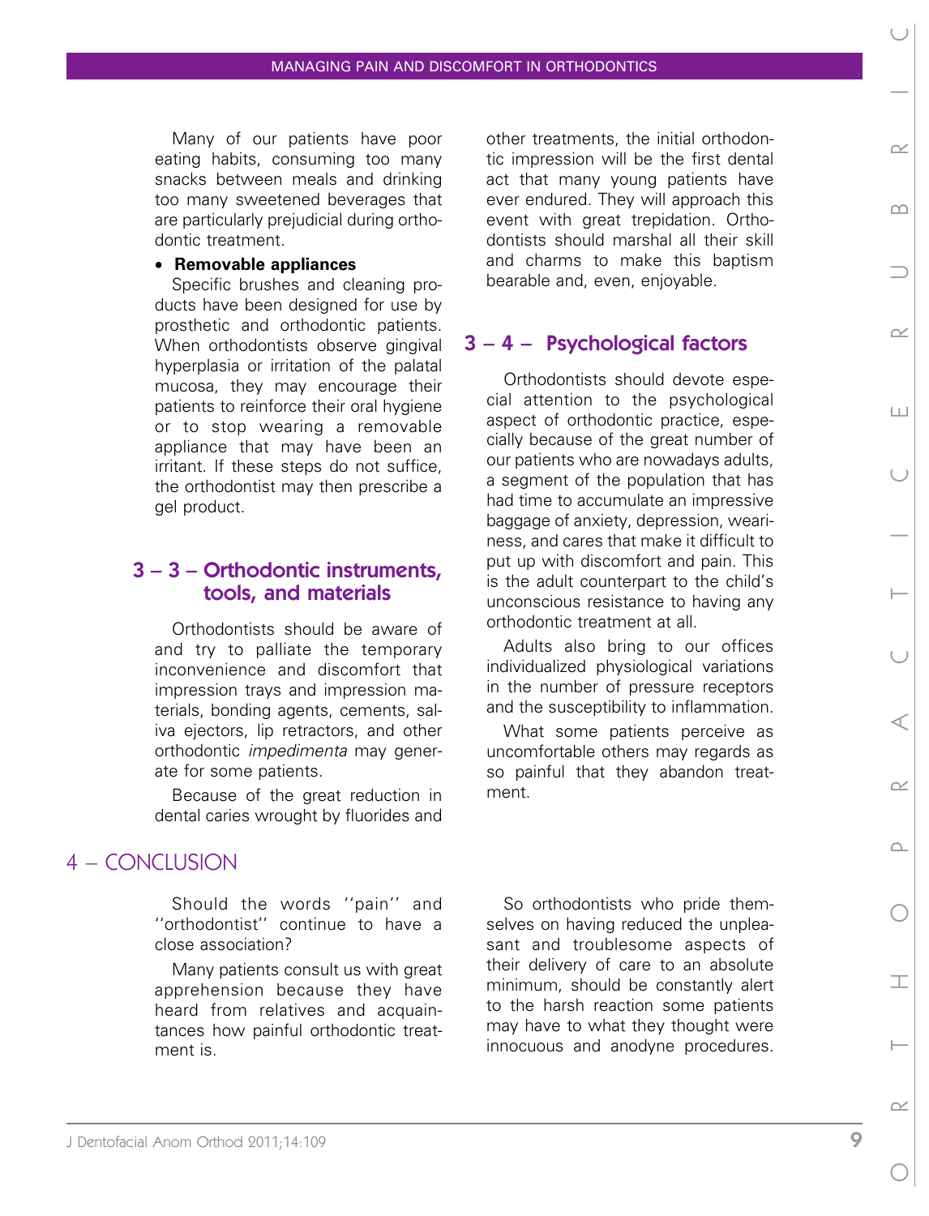Many of our patients have poor eating habits, consuming too many snacks between meals and drinking too many sweetened beverages that are particularly prejudicial during orthodontic treatment.

- **Removable appliances**

Specific brushes and cleaning products have been designed for use by prosthetic and orthodontic patients. When orthodontists observe gingival hyperplasia or irritation of the palatal mucosa, they may encourage their patients to reinforce their oral hygiene or to stop wearing a removable appliance that may have been an irritant. If these steps do not suffice, the orthodontist may then prescribe a gel product.

### 3 – 3 – Orthodontic instruments, tools, and materials

Orthodontists should be aware of and try to palliate the temporary inconvenience and discomfort that impression trays and impression materials, bonding agents, cements, saliva ejectors, lip retractors, and other orthodontic *impedimenta* may generate for some patients.

Because of the great reduction in dental caries wrought by fluorides and other treatments, the initial orthodontic impression will be the first dental act that many young patients have ever endured. They will approach this event with great trepidation. Orthodontists should marshal all their skill and charms to make this baptism bearable and, even, enjoyable.

### 3 – 4 – Psychological factors

Orthodontists should devote especial attention to the psychological aspect of orthodontic practice, especially because of the great number of our patients who are nowadays adults, a segment of the population that has had time to accumulate an impressive baggage of anxiety, depression, weariness, and cares that make it difficult to put up with discomfort and pain. This is the adult counterpart to the child's unconscious resistance to having any orthodontic treatment at all.

Adults also bring to our offices individualized physiological variations in the number of pressure receptors and the susceptibility to inflammation.

What some patients perceive as uncomfortable others may regards as so painful that they abandon treatment.

## 4 – CONCLUSION

Should the words ''pain'' and ''orthodontist'' continue to have a close association?

Many patients consult us with great apprehension because they have heard from relatives and acquaintances how painful orthodontic treatment is.

So orthodontists who pride themselves on having reduced the unpleasant and troublesome aspects of their delivery of care to an absolute minimum, should be constantly alert to the harsh reaction some patients may have to what they thought were innocuous and anodyne procedures.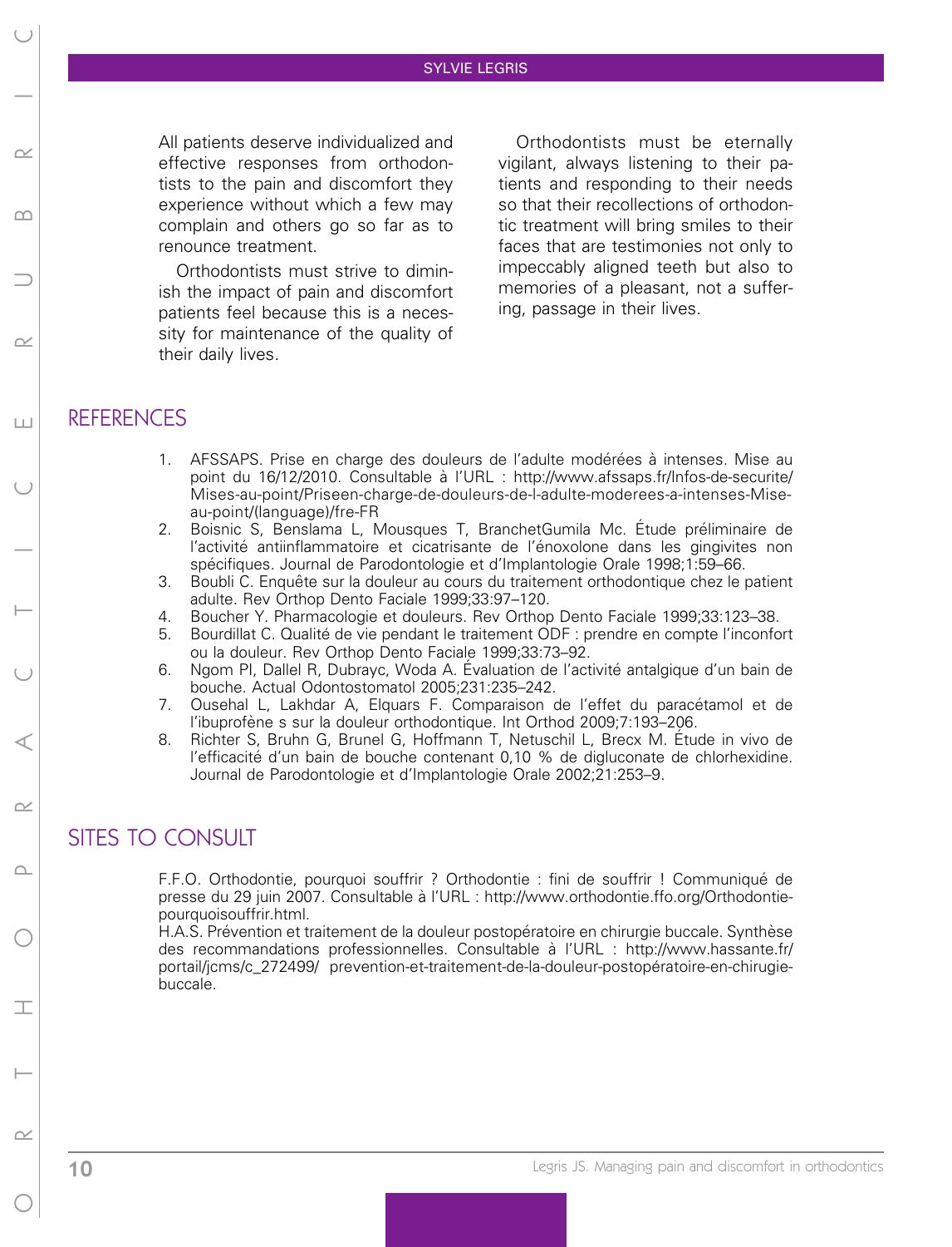All patients deserve individualized and effective responses from orthodontists to the pain and discomfort they experience without which a few may complain and others go so far as to renounce treatment.

Orthodontists must strive to diminish the impact of pain and discomfort patients feel because this is a necessity for maintenance of the quality of their daily lives.

Orthodontists must be eternally vigilant, always listening to their patients and responding to their needs so that their recollections of orthodontic treatment will bring smiles to their faces that are testimonies not only to impeccably aligned teeth but also to memories of a pleasant, not a suffering, passage in their lives.

## REFERENCES

1. AFSSAPS. Prise en charge des douleurs de l'adulte modérées à intenses. Mise au point du 16/12/2010. Consultable à l'URL : http://www.afssaps.fr/Infos-de-securite/Mises-au-point/Priseen-charge-de-douleurs-de-l-adulte-moderees-a-intenses-Mise-au-point/(language)/fre-FR
2. Boisnic S, Benslama L, Mousques T, BranchetGumila Mc. Étude préliminaire de l'activité antiinflammatoire et cicatrisante de l'énoxolone dans les gingivites non spécifiques. Journal de Parodontologie et d'Implantologie Orale 1998;1:59–66.
3. Boubli C. Enquête sur la douleur au cours du traitement orthodontique chez le patient adulte. Rev Orthop Dento Faciale 1999;33:97–120.
4. Boucher Y. Pharmacologie et douleurs. Rev Orthop Dento Faciale 1999;33:123–38.
5. Bourdillat C. Qualité de vie pendant le traitement ODF : prendre en compte l'inconfort ou la douleur. Rev Orthop Dento Faciale 1999;33:73–92.
6. Ngom PI, Dallel R, Dubrayc, Woda A. Évaluation de l'activité antalgique d'un bain de bouche. Actual Odontostomatol 2005;231:235–242.
7. Ousehal L, Lakhdar A, Elquars F. Comparaison de l'effet du paracétamol et de l'ibuprofène s sur la douleur orthodontique. Int Orthod 2009;7:193–206.
8. Richter S, Bruhn G, Brunel G, Hoffmann T, Netuschil L, Brecx M. Étude in vivo de l'efficacité d'un bain de bouche contenant 0,10 % de digluconate de chlorhexidine. Journal de Parodontologie et d'Implantologie Orale 2002;21:253–9.

## SITES TO CONSULT

F.F.O. Orthodontie, pourquoi souffrir ? Orthodontie : fini de souffrir ! Communiqué de presse du 29 juin 2007. Consultable à l'URL : http://www.orthodontie.ffo.org/Orthodontie-pourquoisouffrir.html.

H.A.S. Prévention et traitement de la douleur postopératoire en chirurgie buccale. Synthèse des recommandations professionnelles. Consultable à l'URL : http://www.hassante.fr/portail/jcms/c_272499/ prevention-et-traitement-de-la-douleur-postopératoire-en-chirugie-buccale.